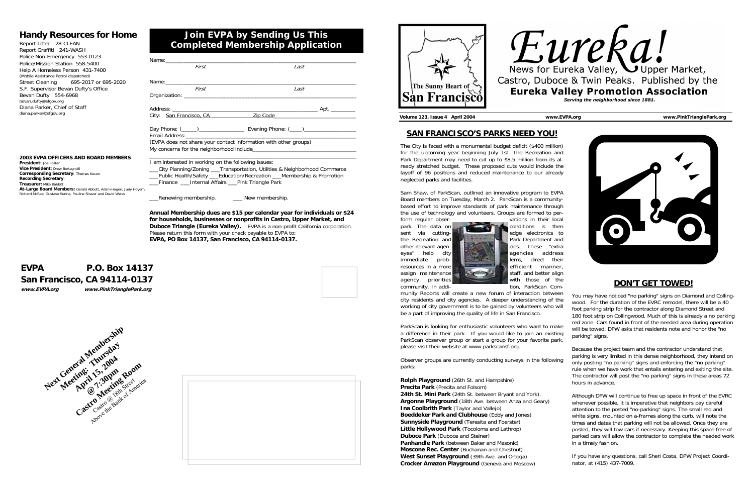## Handy Resources for Home

Report Litter 28-CLEAN
Report Graffiti 241-WASH
Police Non-Emergency 553-0123
Police/Mission Station 558-5400
Help A Homeless Person 431-7400
(Mobile Assistance Patrol dispatched)
Street Cleaning 695-2017 or 695-2020
S.F. Supervisor Bevan Dufty's Office
Bevan Dufty 554-6968
bevan.dufty@sfgov.org
Diana Parker, Chief of Staff
diana.parker@sfgov.org

**2003 EVPA OFFICERS AND BOARD MEMBERS**

**President**: Joe Foster
**Vice President:** Drew Bertagnolli
**Corresponding Secretary**: Thomas Kocon
**Recording Secretary**:
**Treasurer:** Mike Babbitt
**At-Large Board Members:** Gerald Abbott, Adam Hagen, Judy Hoyem, Richard McRee, Gustavo Serina, Pauline Shaver and David Weiss

## Join EVPA by Sending Us This Completed Membership Application

Name:________________________________________
*First* *Last*

Name:________________________________________
*First* *Last*

Organization: _________________________________

Address: ______________________________ Apt. ________

City: San Francisco, CA Zip Code ______________

Day Phone: (_____)______________ Evening Phone: (____)______________

Email Address:_________________________________

(EVPA does not share your contact information with other groups)

My concerns for the neighborhood include________________________

I am interested in working on the following issues:

___City Planning/Zoning ___Transportation, Utilities & Neighborhood Commerce
___Public Health/Safety ___Education/Recreation ___Membership & Promotion
___Finance ___Internal Affairs ___Pink Triangle Park

___Renewing membership. ___ New membership.

**Annual Membership dues are $15 per calendar year for individuals or $24 for households, businesses or nonprofits in Castro, Upper Market, and Duboce Triangle (Eureka Valley).** EVPA is a non-profit California corporation. Please return this form with your check payable to EVPA to:
**EVPA, PO Box 14137, San Francisco, CA 94114-0137.**

**EVPA P.O. Box 14137**
**San Francisco, CA 94114-0137**
*www.EVPA.org* *www.PinkTrianglePark.org*

**Next General Membership Meeting: Thursday April 15, 2004 @ 7:30pm Castro Meeting Room**
Castro @ 18th Street
Above the Bank of America

The Sunny Heart of San Francisco

# Eureka!

News for Eureka Valley, Upper Market, Castro, Duboce & Twin Peaks. Published by the
**Eureka Valley Promotion Association**
*Serving the neighborhood since 1881.*

**Volume 123, Issue 4 April 2004** **www.EVPA.org** **www.PinkTrianglePark.org**

## SAN FRANCISCO'S PARKS NEED YOU!

The City is faced with a monumental budget deficit ($400 million) for the upcoming year beginning July 1st. The Recreation and Park Department may need to cut up to $8.5 million from its already stretched budget. These proposed cuts would include the layoff of 96 positions and reduced maintenance to our already neglected parks and facilities.

Sam Shaw, of ParkScan, outlined an innovative program to EVPA Board members on Tuesday, March 2. ParkScan is a community-based effort to improve standards of park maintenance through the use of technology and volunteers. Groups are formed to perform regular observations in their local park. The data on conditions is then sent via cutting-edge electronics to the Recreation and Park Department and other relevant agencies. These "extra eyes" help city agencies address immediate problems, direct their resources in a more efficient manner, assign maintenance staff, and better align agency priorities with those of the community. In addition, ParkScan Community Reports will create a new forum of interaction between city residents and city agencies. A deeper understanding of the working of city government is to be gained by volunteers who will be a part of improving the quality of life in San Francisco.

ParkScan is looking for enthusiastic volunteers who want to make a difference in their park. If you would like to join an existing ParkScan observer group or start a group for your favorite park, please visit their website at www.parkscansf.org.

Observer groups are currently conducting surveys in the following parks:

**Rolph Playground** (26th St. and Hampshire)
**Precita Park** (Precita and Folsom)
**24th St. Mini Park** (24th St. between Bryant and York).
**Argonne Playground** (18th Ave. between Anza and Geary)
**Ina Coolbrith Park** (Taylor and Vallejo)
**Boeddeker Park and Clubhouse** (Eddy and Jones)
**Sunnyside Playground** (Teresita and Foerster)
**Little Hollywood Park** (Tocoloma and Lathrop)
**Duboce Park** (Duboce and Steiner)
**Panhandle Park** (between Baker and Masonic)
**Moscone Rec. Center** (Buchanan and Chestnut)
**West Sunset Playground** (39th Ave. and Ortega)
**Crocker Amazon Playground** (Geneva and Moscow)

## DON'T GET TOWED!

You may have noticed "no parking" signs on Diamond and Collingwood. For the duration of the EVRC remodel, there will be a 40 foot parking strip for the contractor along Diamond Street and 180 foot strip on Collingwood. Much of this is already a no parking red zone. Cars found in front of the needed area during operation will be towed. DPW asks that residents note and honor the "no parking" signs.

Because the project team and the contractor understand that parking is very limited in this dense neighborhood, they intend on only posting "no parking" signs and enforcing the "no parking" rule when we have work that entails entering and exiting the site. The contractor will post the "no parking" signs in these areas 72 hours in advance.

Although DPW will continue to free up space in front of the EVRC whenever possible, it is imperative that neighbors pay careful attention to the posted "no-parking" signs. The small red and white signs, mounted on a-frames along the curb, will note the times and dates that parking will not be allowed. Once they are posted, they will tow cars if necessary. Keeping this space free of parked cars will allow the contractor to complete the needed work in a timely fashion.

If you have any questions, call Sheri Costa, DPW Project Coordinator, at (415) 437-7009.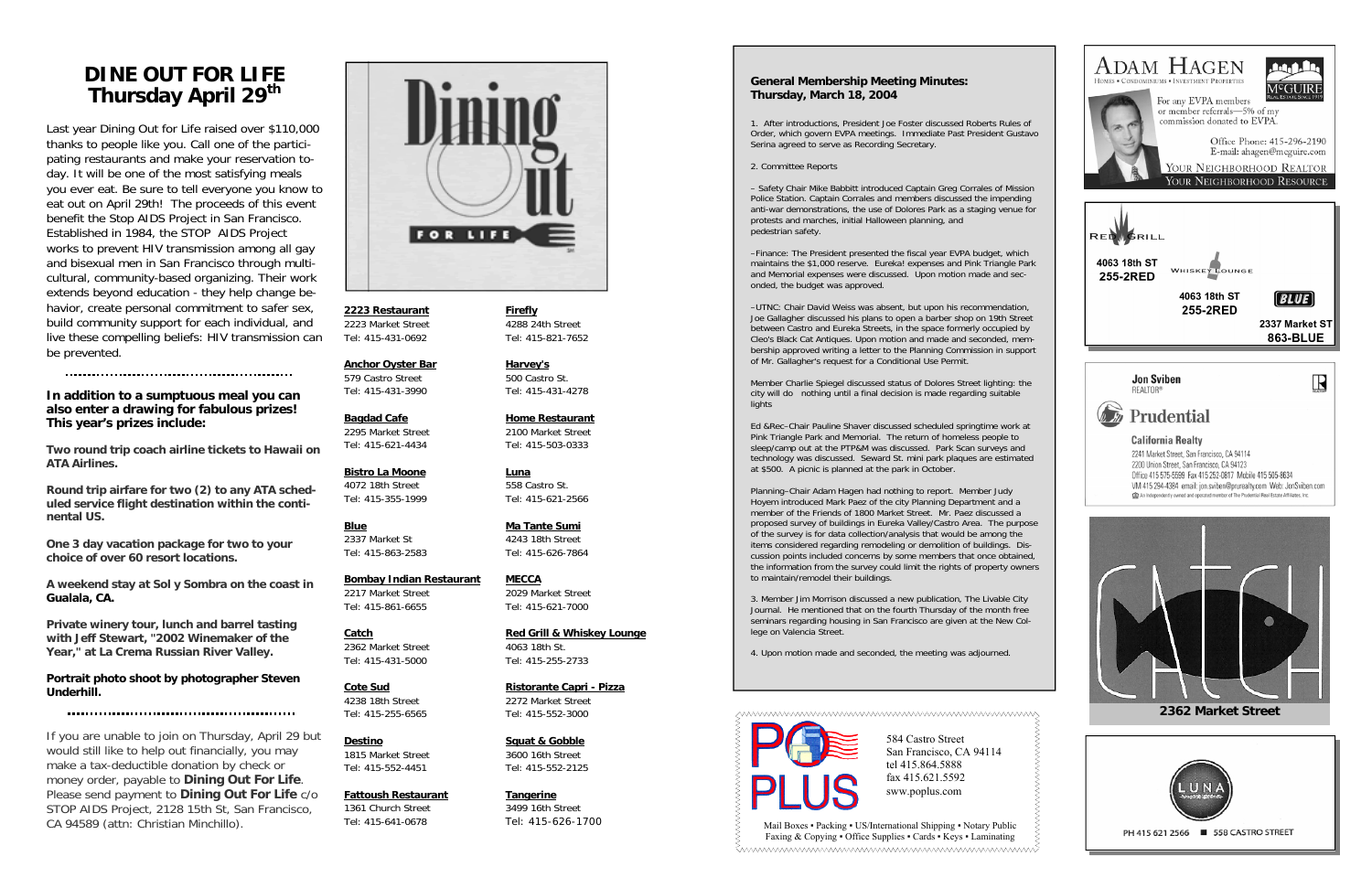# DINE OUT FOR LIFE Thursday April 29th

Last year Dining Out for Life raised over $110,000 thanks to people like you. Call one of the participating restaurants and make your reservation today. It will be one of the most satisfying meals you ever eat. Be sure to tell everyone you know to eat out on April 29th! The proceeds of this event benefit the Stop AIDS Project in San Francisco. Established in 1984, the STOP AIDS Project works to prevent HIV transmission among all gay and bisexual men in San Francisco through multi-cultural, community-based organizing. Their work extends beyond education - they help change behavior, create personal commitment to safer sex, build community support for each individual, and live these compelling beliefs: HIV transmission can be prevented.

**In addition to a sumptuous meal you can also enter a drawing for fabulous prizes! This year's prizes include:**

**Two round trip coach airline tickets to Hawaii on ATA Airlines.**

**Round trip airfare for two (2) to any ATA scheduled service flight destination within the continental US.**

**One 3 day vacation package for two to your choice of over 60 resort locations.**

**A weekend stay at Sol y Sombra on the coast in Gualala, CA.**

**Private winery tour, lunch and barrel tasting with Jeff Stewart, "2002 Winemaker of the Year," at La Crema Russian River Valley.**

**Portrait photo shoot by photographer Steven Underhill.**

If you are unable to join on Thursday, April 29 but would still like to help out financially, you may make a tax-deductible donation by check or money order, payable to **Dining Out For Life**. Please send payment to **Dining Out For Life** c/o STOP AIDS Project, 2128 15th St, San Francisco, CA 94589 (attn: Christian Minchillo).

Dining Out FOR LIFE

**2223 Restaurant**
2223 Market Street
Tel: 415-431-0692

**Anchor Oyster Bar**
579 Castro Street
Tel: 415-431-3990

**Bagdad Cafe**
2295 Market Street
Tel: 415-621-4434

**Bistro La Moone**
4072 18th Street
Tel: 415-355-1999

**Blue**
2337 Market St
Tel: 415-863-2583

**Bombay Indian Restaurant**
2217 Market Street
Tel: 415-861-6655

**Catch**
2362 Market Street
Tel: 415-431-5000

**Cote Sud**
4238 18th Street
Tel: 415-255-6565

**Destino**
1815 Market Street
Tel: 415-552-4451

**Fattoush Restaurant**
1361 Church Street
Tel: 415-641-0678

**Firefly**
4288 24th Street
Tel: 415-821-7652

**Harvey's**
500 Castro St.
Tel: 415-431-4278

**Home Restaurant**
2100 Market Street
Tel: 415-503-0333

**Luna**
558 Castro St.
Tel: 415-621-2566

**Ma Tante Sumi**
4243 18th Street
Tel: 415-626-7864

**MECCA**
2029 Market Street
Tel: 415-621-7000

**Red Grill & Whiskey Lounge**
4063 18th St.
Tel: 415-255-2733

**Ristorante Capri - Pizza**
2272 Market Street
Tel: 415-552-3000

**Squat & Gobble**
3600 16th Street
Tel: 415-552-2125

**Tangerine**
3499 16th Street
Tel: 415-626-1700

## General Membership Meeting Minutes: Thursday, March 18, 2004

1. After introductions, President Joe Foster discussed Roberts Rules of Order, which govern EVPA meetings. Immediate Past President Gustavo Serina agreed to serve as Recording Secretary.

2. Committee Reports

– Safety Chair Mike Babbitt introduced Captain Greg Corrales of Mission Police Station. Captain Corrales and members discussed the impending anti-war demonstrations, the use of Dolores Park as a staging venue for protests and marches, initial Halloween planning, and pedestrian safety.

–Finance: The President presented the fiscal year EVPA budget, which maintains the $1,000 reserve. Eureka! expenses and Pink Triangle Park and Memorial expenses were discussed. Upon motion made and seconded, the budget was approved.

–UTNC: Chair David Weiss was absent, but upon his recommendation, Joe Gallagher discussed his plans to open a barber shop on 19th Street between Castro and Eureka Streets, in the space formerly occupied by Cleo's Black Cat Antiques. Upon motion and made and seconded, membership approved writing a letter to the Planning Commission in support of Mr. Gallagher's request for a Conditional Use Permit.

Member Charlie Spiegel discussed status of Dolores Street lighting: the city will do nothing until a final decision is made regarding suitable lights

Ed &Rec–Chair Pauline Shaver discussed scheduled springtime work at Pink Triangle Park and Memorial. The return of homeless people to sleep/camp out at the PTP&M was discussed. Park Scan surveys and technology was discussed. Seward St. mini park plaques are estimated at $500. A picnic is planned at the park in October.

Planning–Chair Adam Hagen had nothing to report. Member Judy Hoyem introduced Mark Paez of the city Planning Department and a member of the Friends of 1800 Market Street. Mr. Paez discussed a proposed survey of buildings in Eureka Valley/Castro Area. The purpose of the survey is for data collection/analysis that would be among the items considered regarding remodeling or demolition of buildings. Discussion points included concerns by some members that once obtained, the information from the survey could limit the rights of property owners to maintain/remodel their buildings.

3. Member Jim Morrison discussed a new publication, The Livable City Journal. He mentioned that on the fourth Thursday of the month free seminars regarding housing in San Francisco are given at the New College on Valencia Street.

4. Upon motion made and seconded, the meeting was adjourned.

PO PLUS
584 Castro Street
San Francisco, CA 94114
tel 415.864.5888
fax 415.621.5592
sww.poplus.com

Mail Boxes • Packing • US/International Shipping • Notary Public
Faxing & Copying • Office Supplies • Cards • Keys • Laminating

ADAM HAGEN
HOMES • CONDOMINIUMS • INVESTMENT PROPERTIES
McGUIRE REAL ESTATE SINCE 1919
For any EVPA members or member referrals—5% of my commission donated to EVPA.
Office Phone: 415-296-2190
E-mail: ahagen@mcguire.com
YOUR NEIGHBORHOOD REALTOR
YOUR NEIGHBORHOOD RESOURCE

RED GRILL
4063 18th ST
255-2RED
WHISKEY LOUNGE
4063 18th ST
255-2RED
BLUE
2337 Market ST
863-BLUE

Jon Sviben
REALTOR®
Prudential
California Realty
2241 Market Street, San Francisco, CA 94114
2200 Union Street, San Francisco, CA 94123
Office 415 575-5599 Fax 415 252-0817 Mobile 415 505-8634
VM 415 294-4384 email: jon.sviben@prurealty.com Web: JonSviben.com
An independently owned and operated member of The Prudential Real Estate Affiliates, Inc.

CATCH
2362 Market Street

LUNA
PH 415 621 2566 ■ 558 CASTRO STREET